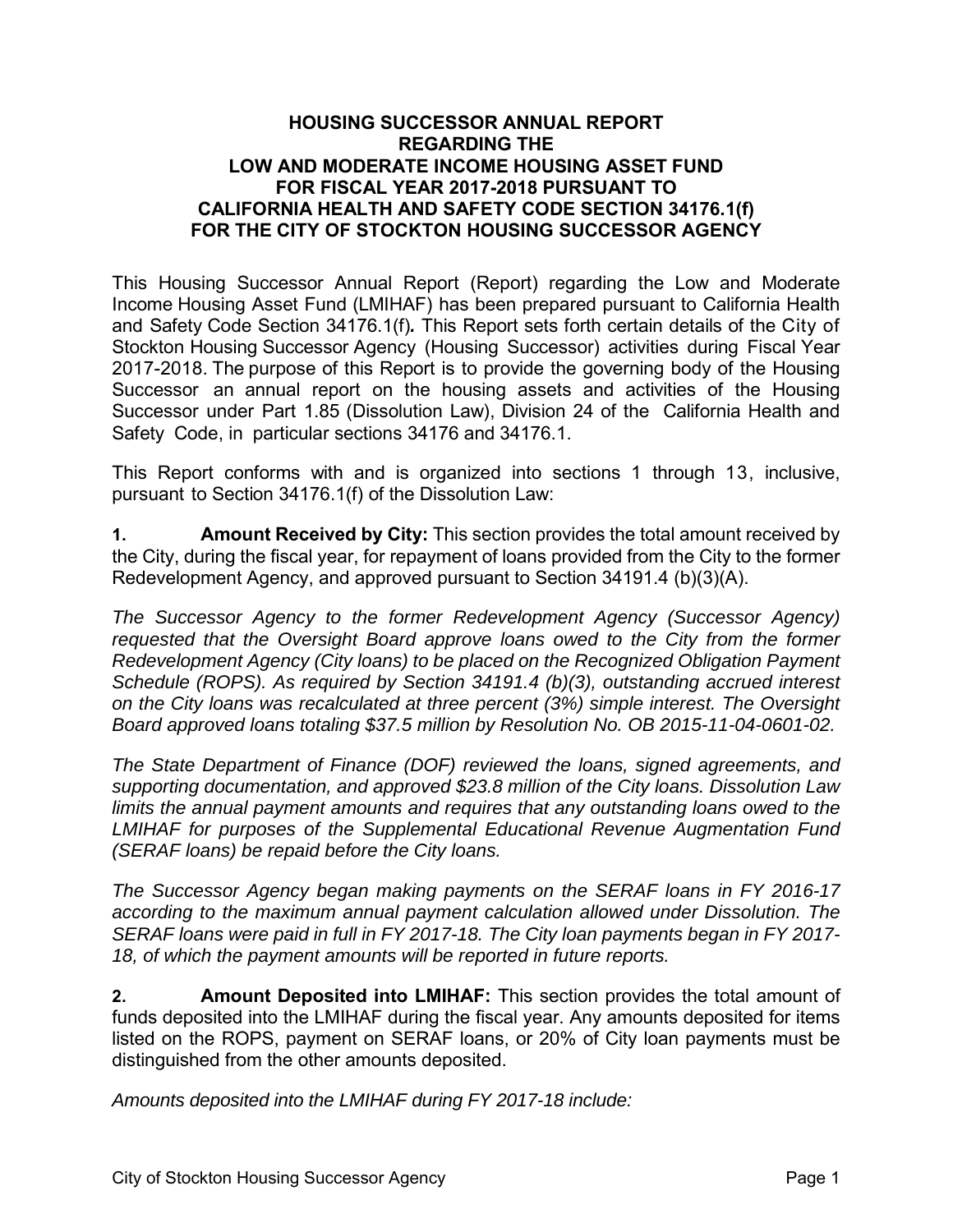# HOUSING SUCCESSOR ANNUAL REPORT REGARDING THE LOW AND MODERATE INCOME HOUSING ASSET FUND FOR FISCAL YEAR 2017-2018 PURSUANT TO CALIFORNIA HEALTH AND SAFETY CODE SECTION 34176.1(f) FOR THE CITY OF STOCKTON HOUSING SUCCESSOR AGENCY

This Housing Successor Annual Report (Report) regarding the Low and Moderate Income Housing Asset Fund (LMIHAF) has been prepared pursuant to California Health and Safety Code Section 34176.1(f)**.** This Report sets forth certain details of the City of Stockton Housing Successor Agency (Housing Successor) activities during Fiscal Year 2017-2018. The purpose of this Report is to provide the governing body of the Housing Successor an annual report on the housing assets and activities of the Housing Successor under Part 1.85 (Dissolution Law), Division 24 of the California Health and Safety Code, in particular sections 34176 and 34176.1.

This Report conforms with and is organized into sections 1 through 13, inclusive, pursuant to Section 34176.1(f) of the Dissolution Law:

**1. Amount Received by City:** This section provides the total amount received by the City, during the fiscal year, for repayment of loans provided from the City to the former Redevelopment Agency, and approved pursuant to Section 34191.4 (b)(3)(A).

*The Successor Agency to the former Redevelopment Agency (Successor Agency) requested that the Oversight Board approve loans owed to the City from the former Redevelopment Agency (City loans) to be placed on the Recognized Obligation Payment Schedule (ROPS). As required by Section 34191.4 (b)(3), outstanding accrued interest on the City loans was recalculated at three percent (3%) simple interest. The Oversight Board approved loans totaling $37.5 million by Resolution No. OB 2015-11-04-0601-02.*

*The State Department of Finance (DOF) reviewed the loans, signed agreements, and supporting documentation, and approved $23.8 million of the City loans. Dissolution Law limits the annual payment amounts and requires that any outstanding loans owed to the LMIHAF for purposes of the Supplemental Educational Revenue Augmentation Fund (SERAF loans) be repaid before the City loans.*

*The Successor Agency began making payments on the SERAF loans in FY 2016-17 according to the maximum annual payment calculation allowed under Dissolution. The SERAF loans were paid in full in FY 2017-18. The City loan payments began in FY 2017-18, of which the payment amounts will be reported in future reports.*

**2. Amount Deposited into LMIHAF:** This section provides the total amount of funds deposited into the LMIHAF during the fiscal year. Any amounts deposited for items listed on the ROPS, payment on SERAF loans, or 20% of City loan payments must be distinguished from the other amounts deposited.

*Amounts deposited into the LMIHAF during FY 2017-18 include:*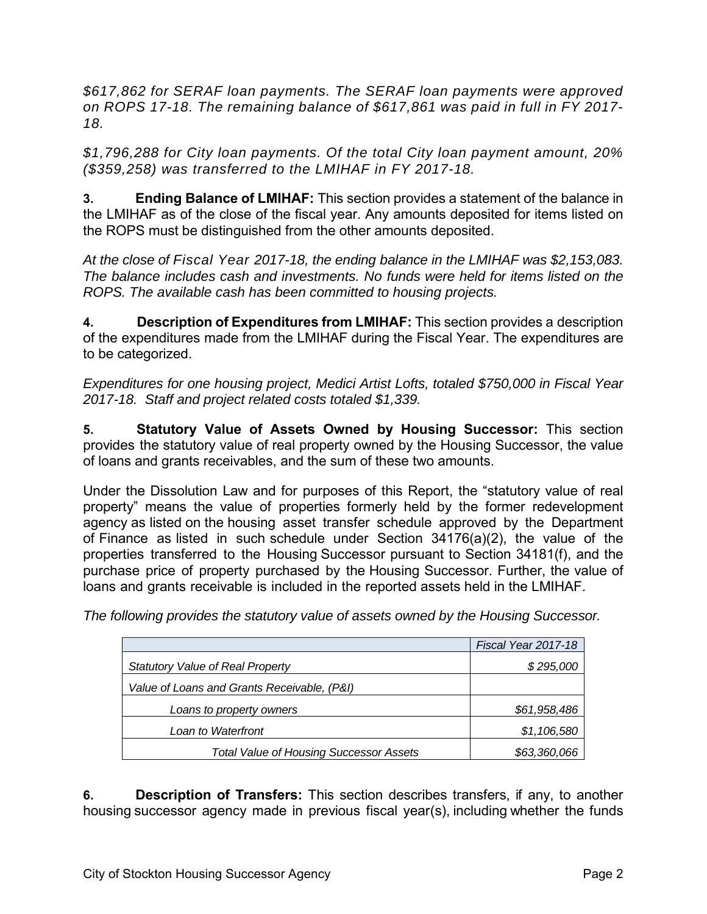*$617,862 for SERAF loan payments. The SERAF loan payments were approved on ROPS 17-18. The remaining balance of $617,861 was paid in full in FY 2017-18.*

*$1,796,288 for City loan payments. Of the total City loan payment amount, 20% ($359,258) was transferred to the LMIHAF in FY 2017-18.*

**3. Ending Balance of LMIHAF:** This section provides a statement of the balance in the LMIHAF as of the close of the fiscal year. Any amounts deposited for items listed on the ROPS must be distinguished from the other amounts deposited.

*At the close of Fiscal Year 2017-18, the ending balance in the LMIHAF was $2,153,083. The balance includes cash and investments. No funds were held for items listed on the ROPS. The available cash has been committed to housing projects.*

**4. Description of Expenditures from LMIHAF:** This section provides a description of the expenditures made from the LMIHAF during the Fiscal Year. The expenditures are to be categorized.

*Expenditures for one housing project, Medici Artist Lofts, totaled $750,000 in Fiscal Year 2017-18. Staff and project related costs totaled $1,339.*

**5. Statutory Value of Assets Owned by Housing Successor:** This section provides the statutory value of real property owned by the Housing Successor, the value of loans and grants receivables, and the sum of these two amounts.

Under the Dissolution Law and for purposes of this Report, the "statutory value of real property" means the value of properties formerly held by the former redevelopment agency as listed on the housing asset transfer schedule approved by the Department of Finance as listed in such schedule under Section 34176(a)(2), the value of the properties transferred to the Housing Successor pursuant to Section 34181(f), and the purchase price of property purchased by the Housing Successor. Further, the value of loans and grants receivable is included in the reported assets held in the LMIHAF.

*The following provides the statutory value of assets owned by the Housing Successor.*

| | *Fiscal Year 2017-18* |
|---|---|
| *Statutory Value of Real Property* | *$ 295,000* |
| *Value of Loans and Grants Receivable, (P&I)* | |
| *Loans to property owners* | *$61,958,486* |
| *Loan to Waterfront* | *$1,106,580* |
| *Total Value of Housing Successor Assets* | *$63,360,066* |

**6. Description of Transfers:** This section describes transfers, if any, to another housing successor agency made in previous fiscal year(s), including whether the funds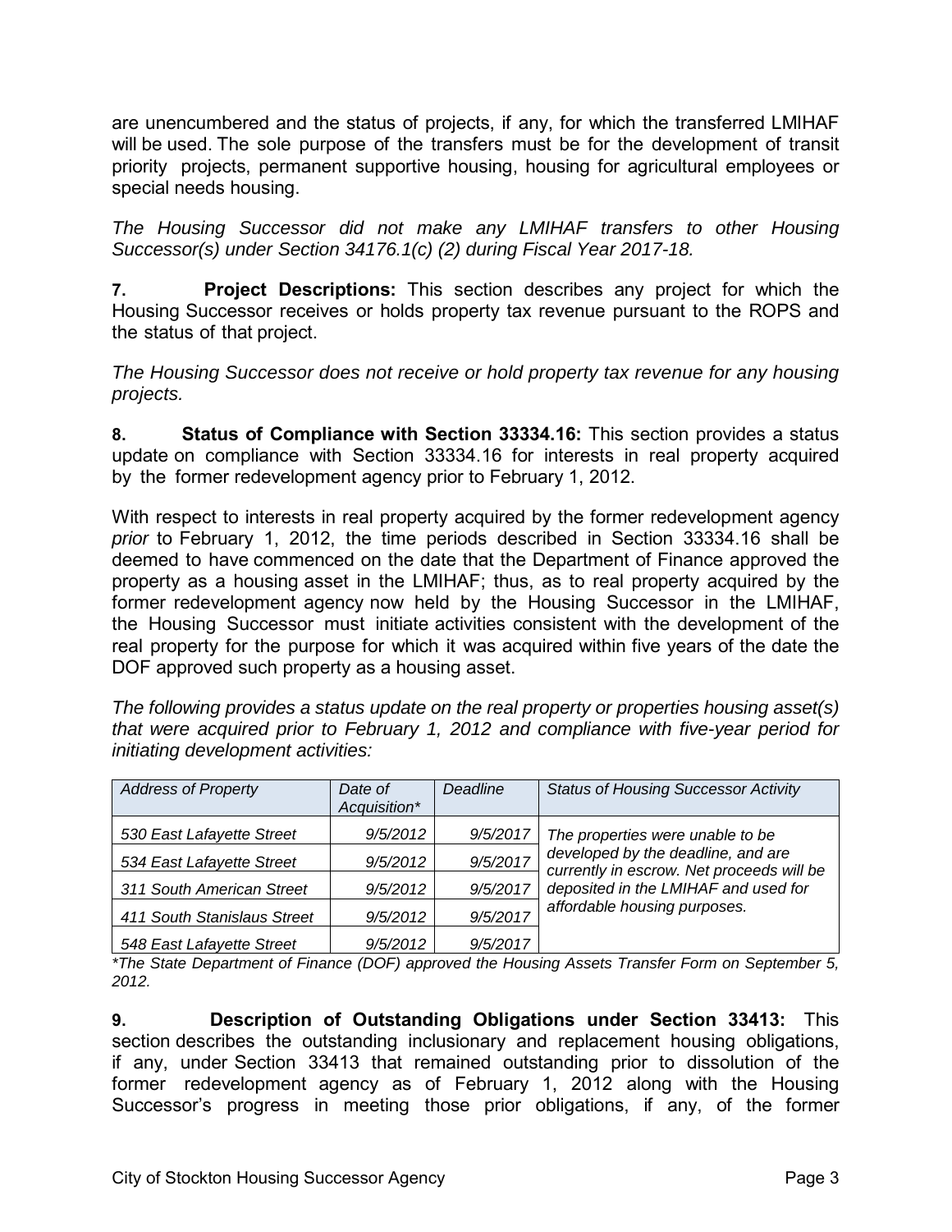are unencumbered and the status of projects, if any, for which the transferred LMIHAF will be used. The sole purpose of the transfers must be for the development of transit priority projects, permanent supportive housing, housing for agricultural employees or special needs housing.

*The Housing Successor did not make any LMIHAF transfers to other Housing Successor(s) under Section 34176.1(c) (2) during Fiscal Year 2017-18.*

**7. Project Descriptions:** This section describes any project for which the Housing Successor receives or holds property tax revenue pursuant to the ROPS and the status of that project.

*The Housing Successor does not receive or hold property tax revenue for any housing projects.*

**8. Status of Compliance with Section 33334.16:** This section provides a status update on compliance with Section 33334.16 for interests in real property acquired by the former redevelopment agency prior to February 1, 2012.

With respect to interests in real property acquired by the former redevelopment agency *prior* to February 1, 2012, the time periods described in Section 33334.16 shall be deemed to have commenced on the date that the Department of Finance approved the property as a housing asset in the LMIHAF; thus, as to real property acquired by the former redevelopment agency now held by the Housing Successor in the LMIHAF, the Housing Successor must initiate activities consistent with the development of the real property for the purpose for which it was acquired within five years of the date the DOF approved such property as a housing asset.

*The following provides a status update on the real property or properties housing asset(s) that were acquired prior to February 1, 2012 and compliance with five-year period for initiating development activities:*

| *Address of Property* | *Date of Acquisition\** | *Deadline* | *Status of Housing Successor Activity* |
|---|---|---|---|
| *530 East Lafayette Street* | *9/5/2012* | *9/5/2017* | *The properties were unable to be developed by the deadline, and are currently in escrow. Net proceeds will be deposited in the LMIHAF and used for affordable housing purposes.* |
| *534 East Lafayette Street* | *9/5/2012* | *9/5/2017* | |
| *311 South American Street* | *9/5/2012* | *9/5/2017* | |
| *411 South Stanislaus Street* | *9/5/2012* | *9/5/2017* | |
| *548 East Lafayette Street* | *9/5/2012* | *9/5/2017* | |

*\*The State Department of Finance (DOF) approved the Housing Assets Transfer Form on September 5, 2012.*

**9. Description of Outstanding Obligations under Section 33413:** This section describes the outstanding inclusionary and replacement housing obligations, if any, under Section 33413 that remained outstanding prior to dissolution of the former redevelopment agency as of February 1, 2012 along with the Housing Successor's progress in meeting those prior obligations, if any, of the former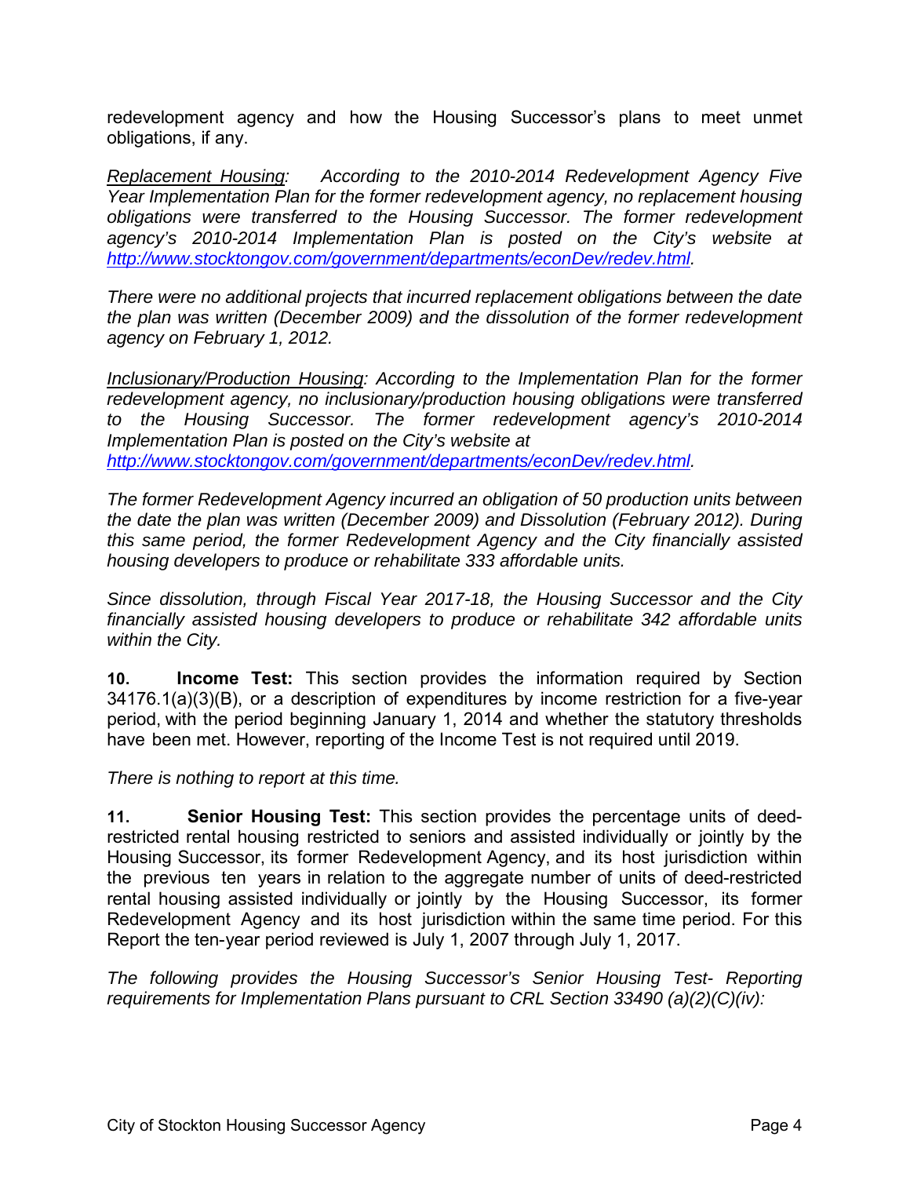redevelopment agency and how the Housing Successor's plans to meet unmet obligations, if any.

*<u>Replacement Housing</u>: According to the 2010-2014 Redevelopment Agency Five Year Implementation Plan for the former redevelopment agency, no replacement housing obligations were transferred to the Housing Successor. The former redevelopment agency's 2010-2014 Implementation Plan is posted on the City's website at [http://www.stocktongov.com/government/departments/econDev/redev.html](http://www.stocktongov.com/government/departments/econDev/redev.html).*

*There were no additional projects that incurred replacement obligations between the date the plan was written (December 2009) and the dissolution of the former redevelopment agency on February 1, 2012.*

*<u>Inclusionary/Production Housing</u>: According to the Implementation Plan for the former redevelopment agency, no inclusionary/production housing obligations were transferred to the Housing Successor. The former redevelopment agency's 2010-2014 Implementation Plan is posted on the City's website at [http://www.stocktongov.com/government/departments/econDev/redev.html](http://www.stocktongov.com/government/departments/econDev/redev.html).*

*The former Redevelopment Agency incurred an obligation of 50 production units between the date the plan was written (December 2009) and Dissolution (February 2012). During this same period, the former Redevelopment Agency and the City financially assisted housing developers to produce or rehabilitate 333 affordable units.*

*Since dissolution, through Fiscal Year 2017-18, the Housing Successor and the City financially assisted housing developers to produce or rehabilitate 342 affordable units within the City.*

**10. Income Test:** This section provides the information required by Section 34176.1(a)(3)(B), or a description of expenditures by income restriction for a five-year period, with the period beginning January 1, 2014 and whether the statutory thresholds have been met. However, reporting of the Income Test is not required until 2019.

*There is nothing to report at this time.*

**11. Senior Housing Test:** This section provides the percentage units of deed-restricted rental housing restricted to seniors and assisted individually or jointly by the Housing Successor, its former Redevelopment Agency, and its host jurisdiction within the previous ten years in relation to the aggregate number of units of deed-restricted rental housing assisted individually or jointly by the Housing Successor, its former Redevelopment Agency and its host jurisdiction within the same time period. For this Report the ten-year period reviewed is July 1, 2007 through July 1, 2017.

*The following provides the Housing Successor's Senior Housing Test- Reporting requirements for Implementation Plans pursuant to CRL Section 33490 (a)(2)(C)(iv):*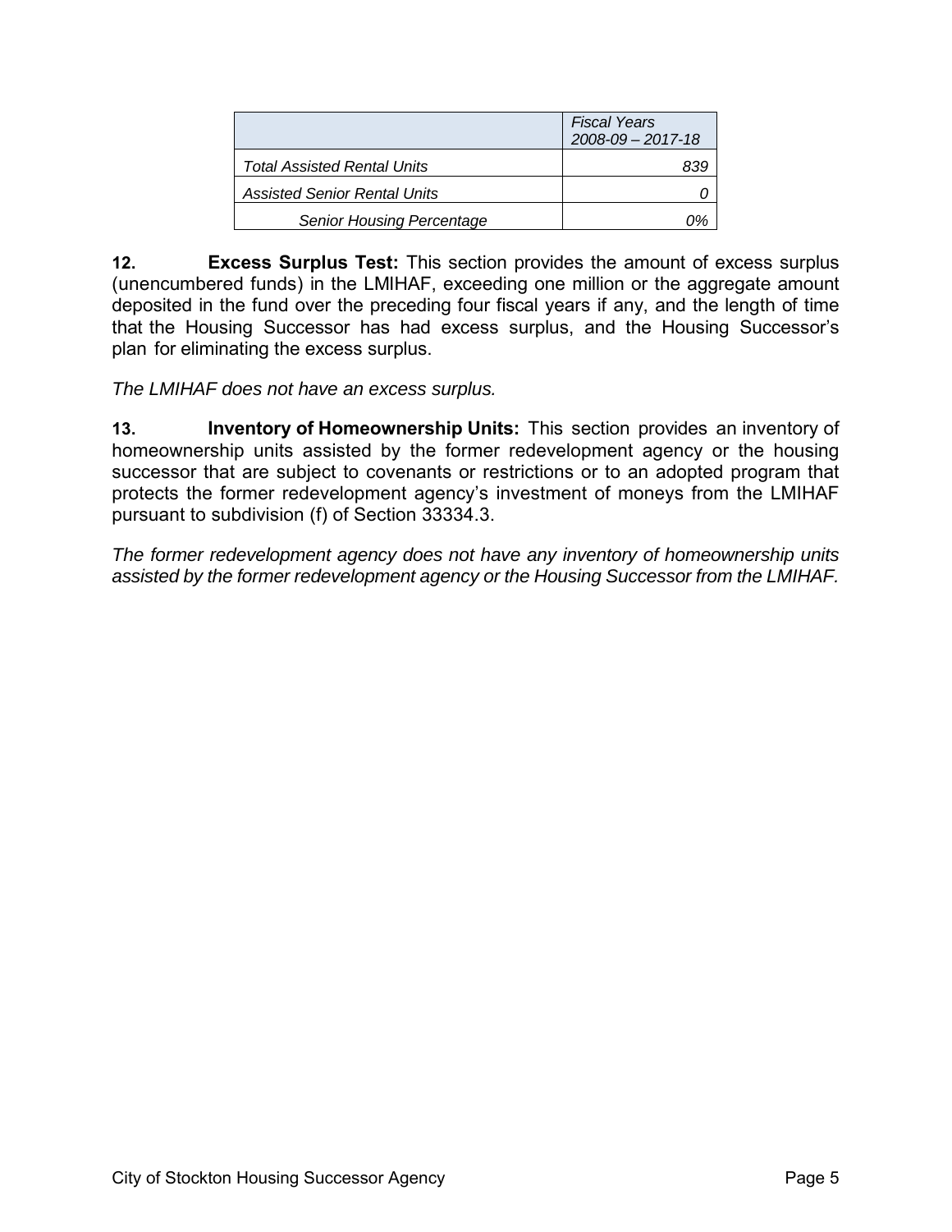| | *Fiscal Years 2008-09 – 2017-18* |
|---|---|
| *Total Assisted Rental Units* | *839* |
| *Assisted Senior Rental Units* | *0* |
| *Senior Housing Percentage* | *0%* |

**12. Excess Surplus Test:** This section provides the amount of excess surplus (unencumbered funds) in the LMIHAF, exceeding one million or the aggregate amount deposited in the fund over the preceding four fiscal years if any, and the length of time that the Housing Successor has had excess surplus, and the Housing Successor's plan for eliminating the excess surplus.

*The LMIHAF does not have an excess surplus.*

**13. Inventory of Homeownership Units:** This section provides an inventory of homeownership units assisted by the former redevelopment agency or the housing successor that are subject to covenants or restrictions or to an adopted program that protects the former redevelopment agency's investment of moneys from the LMIHAF pursuant to subdivision (f) of Section 33334.3.

*The former redevelopment agency does not have any inventory of homeownership units assisted by the former redevelopment agency or the Housing Successor from the LMIHAF.*